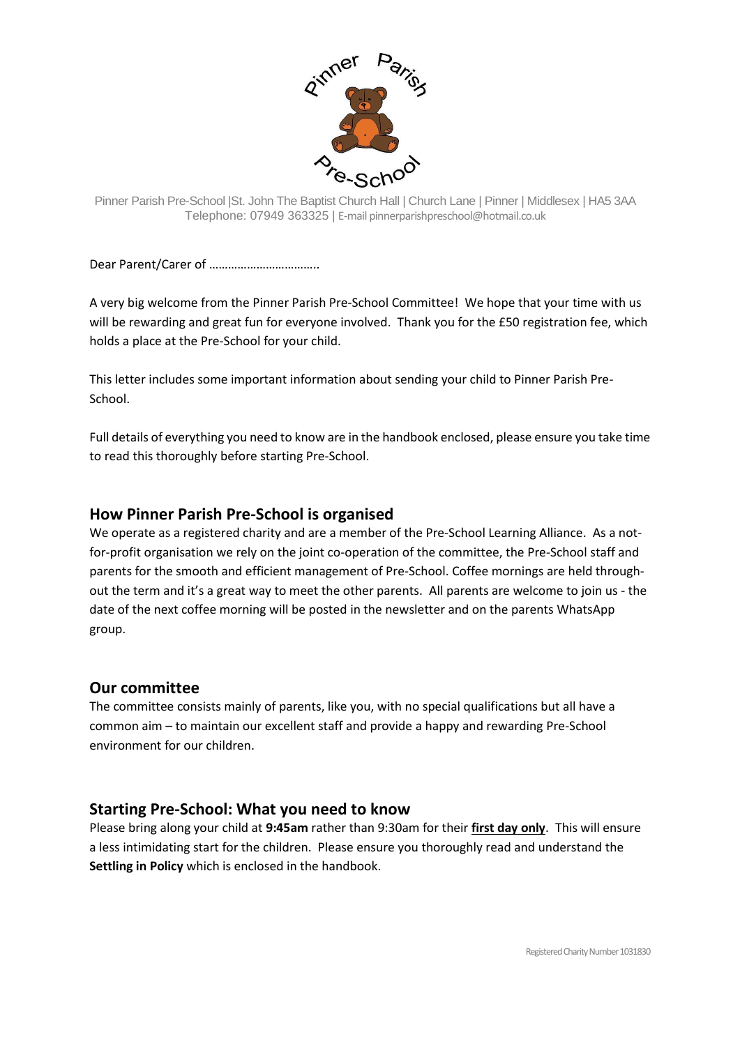Pinner Parish Pre-School

Pinner Parish Pre-School |St. John The Baptist Church Hall | Church Lane | Pinner | Middlesex | HA5 3AA
Telephone: 07949 363325 | E-mail pinnerparishpreschool@hotmail.co.uk

Dear Parent/Carer of ……………………………..

A very big welcome from the Pinner Parish Pre-School Committee! We hope that your time with us will be rewarding and great fun for everyone involved. Thank you for the £50 registration fee, which holds a place at the Pre-School for your child.

This letter includes some important information about sending your child to Pinner Parish Pre-School.

Full details of everything you need to know are in the handbook enclosed, please ensure you take time to read this thoroughly before starting Pre-School.

## How Pinner Parish Pre-School is organised

We operate as a registered charity and are a member of the Pre-School Learning Alliance. As a not-for-profit organisation we rely on the joint co-operation of the committee, the Pre-School staff and parents for the smooth and efficient management of Pre-School. Coffee mornings are held through-out the term and it's a great way to meet the other parents. All parents are welcome to join us - the date of the next coffee morning will be posted in the newsletter and on the parents WhatsApp group.

## Our committee

The committee consists mainly of parents, like you, with no special qualifications but all have a common aim – to maintain our excellent staff and provide a happy and rewarding Pre-School environment for our children.

## Starting Pre-School: What you need to know

Please bring along your child at **9:45am** rather than 9:30am for their **first day only**. This will ensure a less intimidating start for the children. Please ensure you thoroughly read and understand the **Settling in Policy** which is enclosed in the handbook.

Registered Charity Number 1031830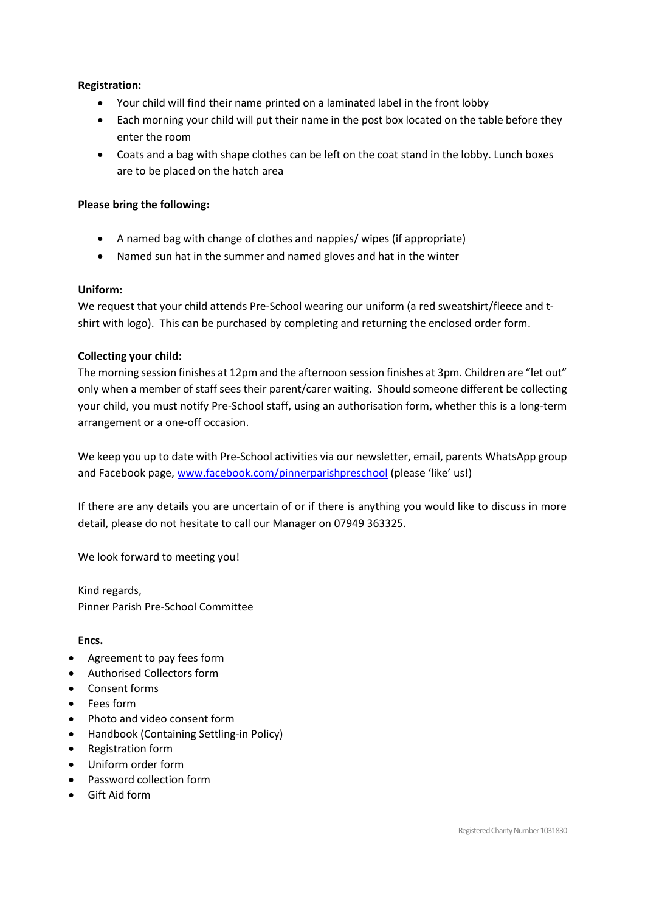**Registration:**

- Your child will find their name printed on a laminated label in the front lobby
- Each morning your child will put their name in the post box located on the table before they enter the room
- Coats and a bag with shape clothes can be left on the coat stand in the lobby. Lunch boxes are to be placed on the hatch area

**Please bring the following:**

- A named bag with change of clothes and nappies/ wipes (if appropriate)
- Named sun hat in the summer and named gloves and hat in the winter

**Uniform:**

We request that your child attends Pre-School wearing our uniform (a red sweatshirt/fleece and t-shirt with logo). This can be purchased by completing and returning the enclosed order form.

**Collecting your child:**

The morning session finishes at 12pm and the afternoon session finishes at 3pm. Children are "let out" only when a member of staff sees their parent/carer waiting. Should someone different be collecting your child, you must notify Pre-School staff, using an authorisation form, whether this is a long-term arrangement or a one-off occasion.

We keep you up to date with Pre-School activities via our newsletter, email, parents WhatsApp group and Facebook page, www.facebook.com/pinnerparishpreschool (please 'like' us!)

If there are any details you are uncertain of or if there is anything you would like to discuss in more detail, please do not hesitate to call our Manager on 07949 363325.

We look forward to meeting you!

Kind regards,
Pinner Parish Pre-School Committee

**Encs.**

- Agreement to pay fees form
- Authorised Collectors form
- Consent forms
- Fees form
- Photo and video consent form
- Handbook (Containing Settling-in Policy)
- Registration form
- Uniform order form
- Password collection form
- Gift Aid form

Registered Charity Number 1031830